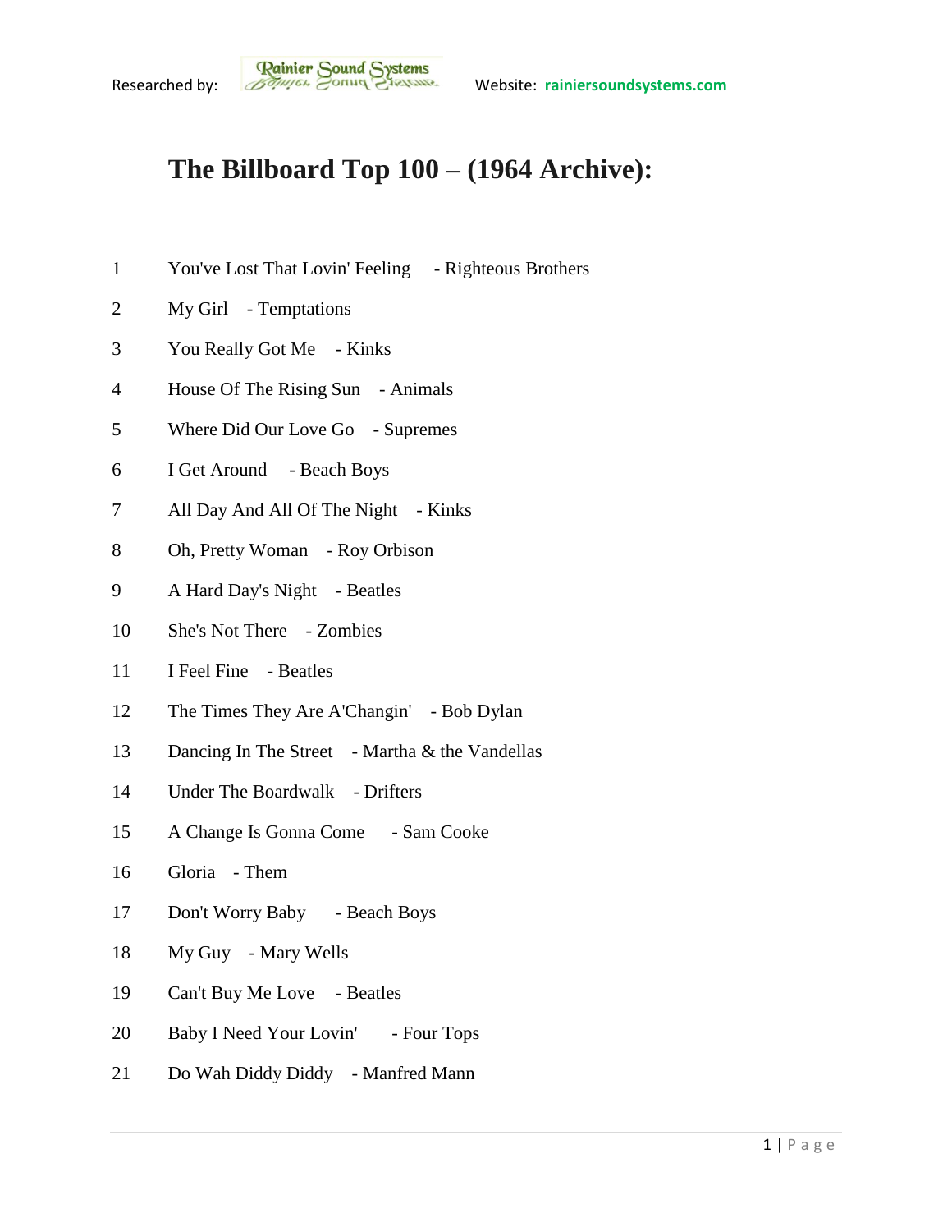Researched by: Rainier Sound Systems Website: rainiersoundsystems.com

# The Billboard Top 100 – (1964 Archive):

1 You've Lost That Lovin' Feeling - Righteous Brothers

2 My Girl - Temptations

3 You Really Got Me - Kinks

4 House Of The Rising Sun - Animals

5 Where Did Our Love Go - Supremes

6 I Get Around - Beach Boys

7 All Day And All Of The Night - Kinks

8 Oh, Pretty Woman - Roy Orbison

9 A Hard Day's Night - Beatles

10 She's Not There - Zombies

11 I Feel Fine - Beatles

12 The Times They Are A'Changin' - Bob Dylan

13 Dancing In The Street - Martha & the Vandellas

14 Under The Boardwalk - Drifters

15 A Change Is Gonna Come - Sam Cooke

16 Gloria - Them

17 Don't Worry Baby - Beach Boys

18 My Guy - Mary Wells

19 Can't Buy Me Love - Beatles

20 Baby I Need Your Lovin' - Four Tops

21 Do Wah Diddy Diddy - Manfred Mann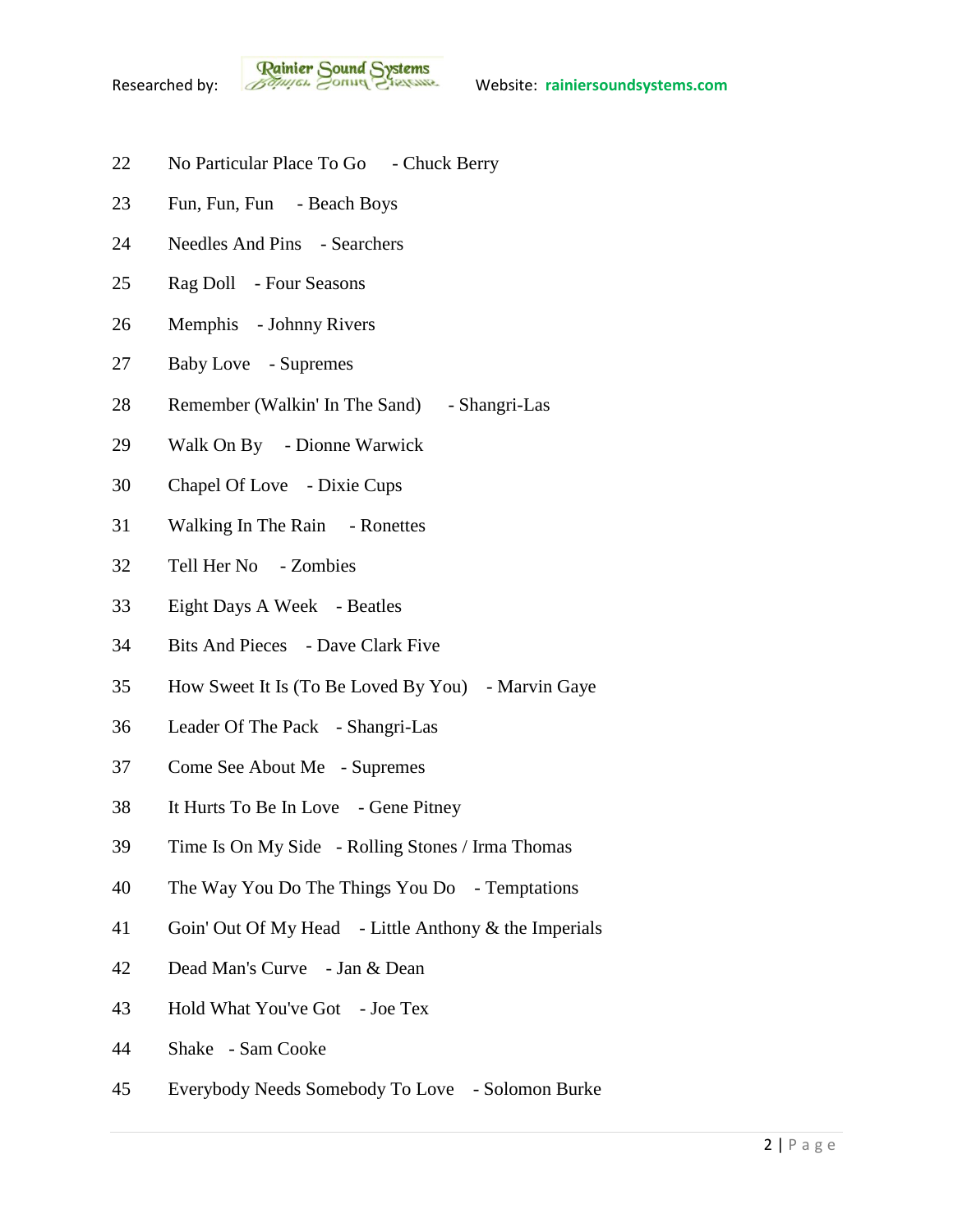22 No Particular Place To Go - Chuck Berry

23 Fun, Fun, Fun - Beach Boys

24 Needles And Pins - Searchers

25 Rag Doll - Four Seasons

26 Memphis - Johnny Rivers

27 Baby Love - Supremes

28 Remember (Walkin' In The Sand) - Shangri-Las

29 Walk On By - Dionne Warwick

30 Chapel Of Love - Dixie Cups

31 Walking In The Rain - Ronettes

32 Tell Her No - Zombies

33 Eight Days A Week - Beatles

34 Bits And Pieces - Dave Clark Five

35 How Sweet It Is (To Be Loved By You) - Marvin Gaye

36 Leader Of The Pack - Shangri-Las

37 Come See About Me - Supremes

38 It Hurts To Be In Love - Gene Pitney

39 Time Is On My Side - Rolling Stones / Irma Thomas

40 The Way You Do The Things You Do - Temptations

41 Goin' Out Of My Head - Little Anthony & the Imperials

42 Dead Man's Curve - Jan & Dean

43 Hold What You've Got - Joe Tex

44 Shake - Sam Cooke

45 Everybody Needs Somebody To Love - Solomon Burke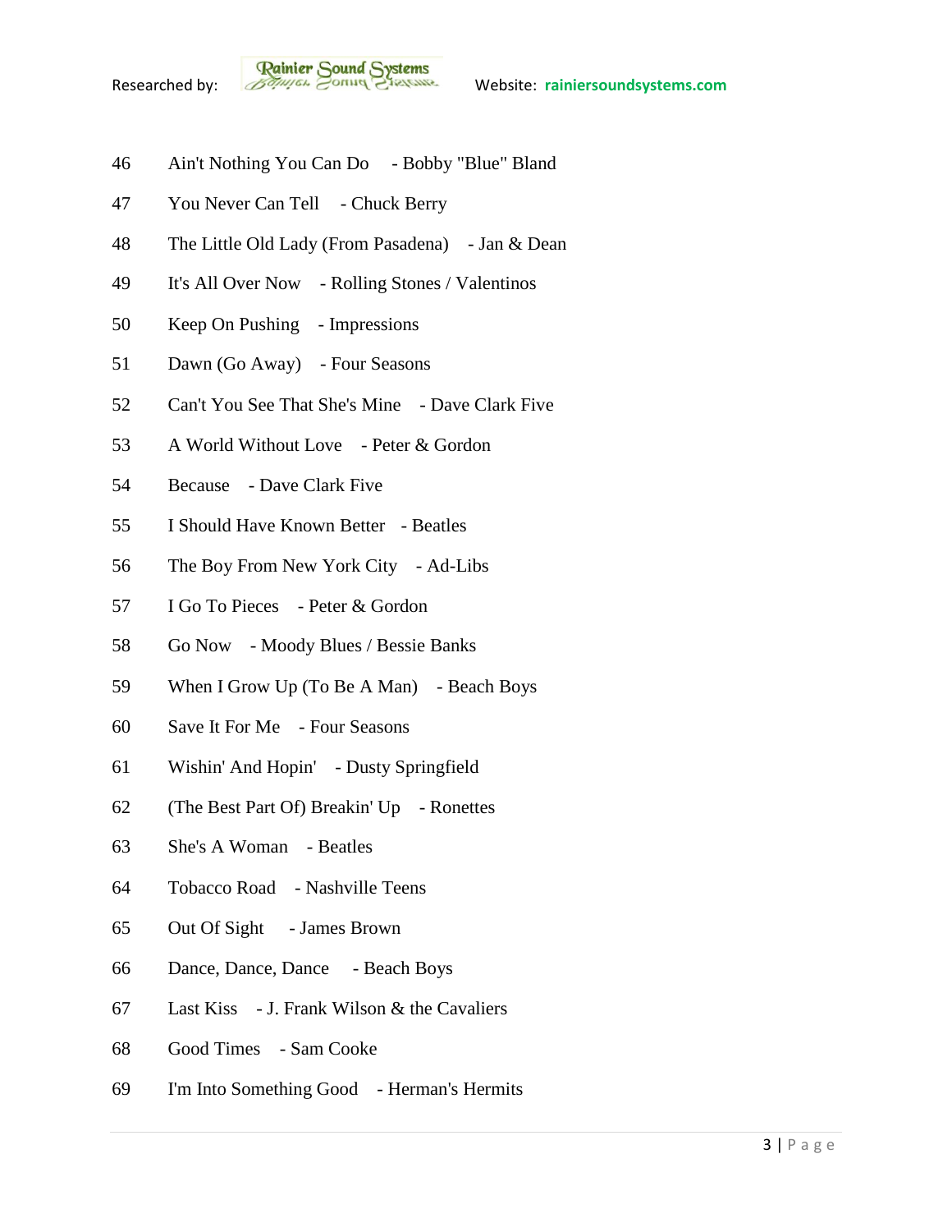46 Ain't Nothing You Can Do - Bobby "Blue" Bland

47 You Never Can Tell - Chuck Berry

48 The Little Old Lady (From Pasadena) - Jan & Dean

49 It's All Over Now - Rolling Stones / Valentinos

50 Keep On Pushing - Impressions

51 Dawn (Go Away) - Four Seasons

52 Can't You See That She's Mine - Dave Clark Five

53 A World Without Love - Peter & Gordon

54 Because - Dave Clark Five

55 I Should Have Known Better - Beatles

56 The Boy From New York City - Ad-Libs

57 I Go To Pieces - Peter & Gordon

58 Go Now - Moody Blues / Bessie Banks

59 When I Grow Up (To Be A Man) - Beach Boys

60 Save It For Me - Four Seasons

61 Wishin' And Hopin' - Dusty Springfield

62 (The Best Part Of) Breakin' Up - Ronettes

63 She's A Woman - Beatles

64 Tobacco Road - Nashville Teens

65 Out Of Sight - James Brown

66 Dance, Dance, Dance - Beach Boys

67 Last Kiss - J. Frank Wilson & the Cavaliers

68 Good Times - Sam Cooke

69 I'm Into Something Good - Herman's Hermits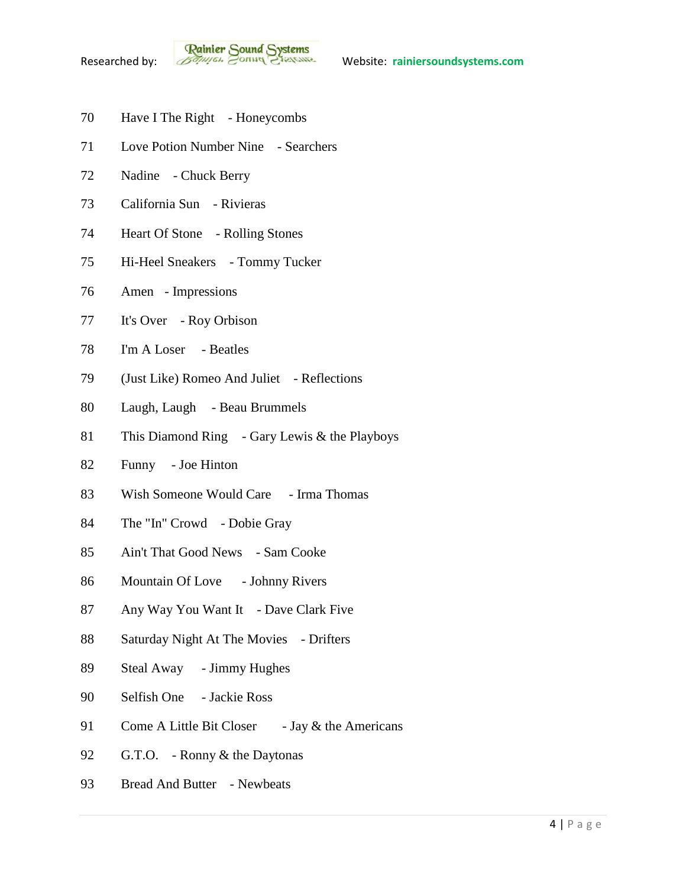70 Have I The Right - Honeycombs

71 Love Potion Number Nine - Searchers

72 Nadine - Chuck Berry

73 California Sun - Rivieras

74 Heart Of Stone - Rolling Stones

75 Hi-Heel Sneakers - Tommy Tucker

76 Amen - Impressions

77 It's Over - Roy Orbison

78 I'm A Loser - Beatles

79 (Just Like) Romeo And Juliet - Reflections

80 Laugh, Laugh - Beau Brummels

81 This Diamond Ring - Gary Lewis & the Playboys

82 Funny - Joe Hinton

83 Wish Someone Would Care - Irma Thomas

84 The "In" Crowd - Dobie Gray

85 Ain't That Good News - Sam Cooke

86 Mountain Of Love - Johnny Rivers

87 Any Way You Want It - Dave Clark Five

88 Saturday Night At The Movies - Drifters

89 Steal Away - Jimmy Hughes

90 Selfish One - Jackie Ross

91 Come A Little Bit Closer - Jay & the Americans

92 G.T.O. - Ronny & the Daytonas

93 Bread And Butter - Newbeats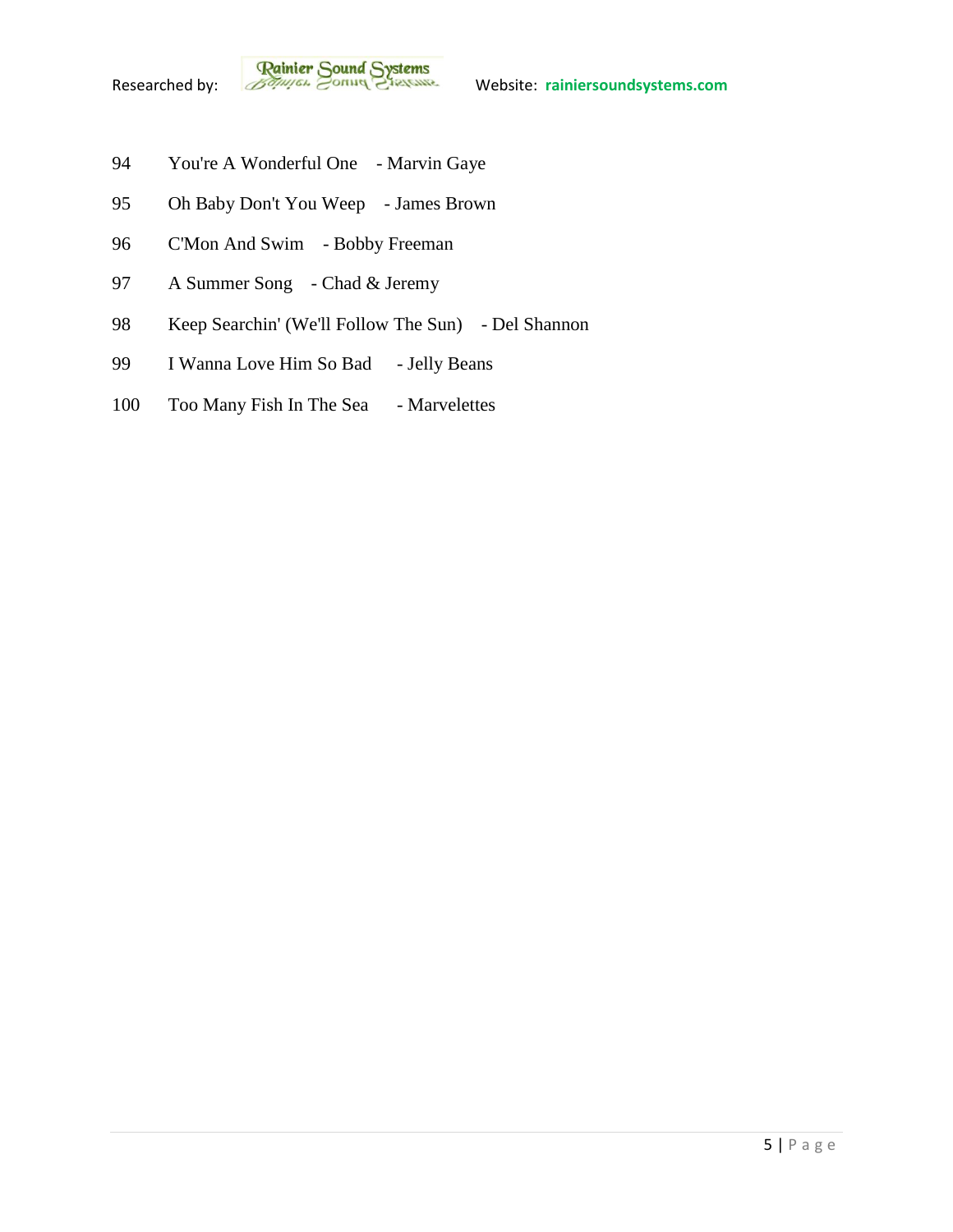94 You're A Wonderful One - Marvin Gaye

95 Oh Baby Don't You Weep - James Brown

96 C'Mon And Swim - Bobby Freeman

97 A Summer Song - Chad & Jeremy

98 Keep Searchin' (We'll Follow The Sun) - Del Shannon

99 I Wanna Love Him So Bad - Jelly Beans

100 Too Many Fish In The Sea - Marvelettes